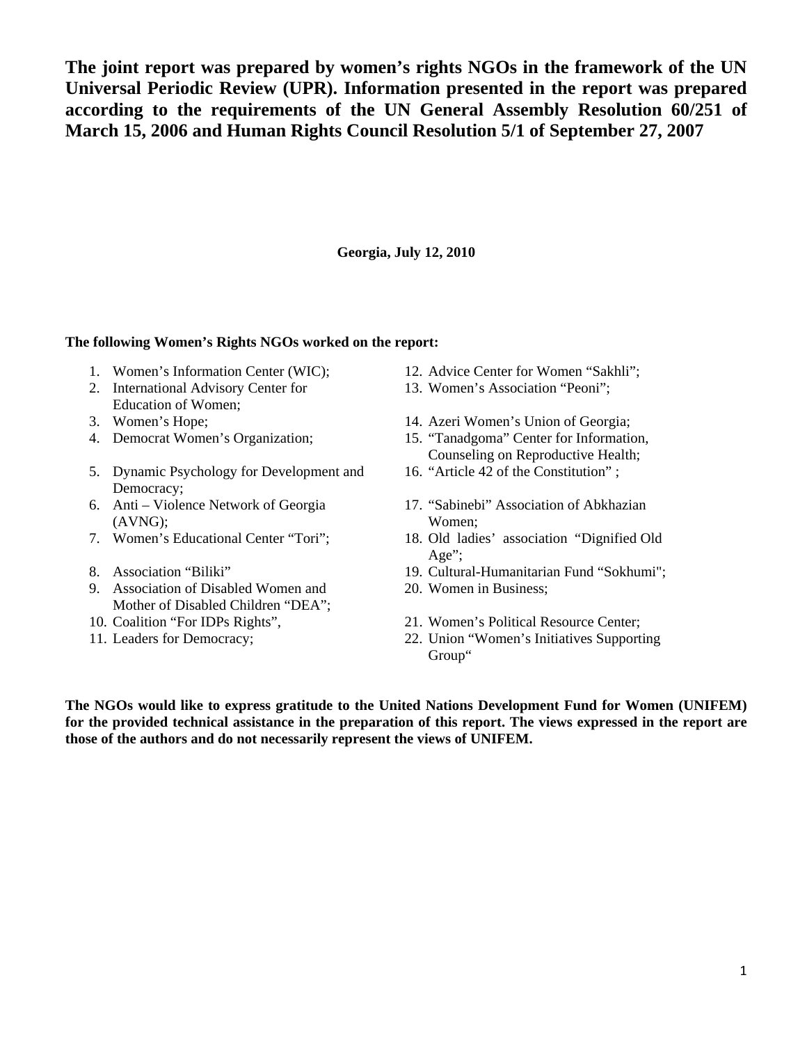**The joint report was prepared by women's rights NGOs in the framework of the UN Universal Periodic Review (UPR). Information presented in the report was prepared according to the requirements of the UN General Assembly Resolution 60/251 of March 15, 2006 and Human Rights Council Resolution 5/1 of September 27, 2007**

**Georgia, July 12, 2010**

**The following Women's Rights NGOs worked on the report:**

1. Women's Information Center (WIC);
2. International Advisory Center for Education of Women;
3. Women's Hope;
4. Democrat Women's Organization;
5. Dynamic Psychology for Development and Democracy;
6. Anti – Violence Network of Georgia (AVNG);
7. Women's Educational Center "Tori";
8. Association "Biliki"
9. Association of Disabled Women and Mother of Disabled Children "DEA";
10. Coalition "For IDPs Rights",
11. Leaders for Democracy;
12. Advice Center for Women "Sakhli";
13. Women's Association "Peoni";
14. Azeri Women's Union of Georgia;
15. "Tanadgoma" Center for Information, Counseling on Reproductive Health;
16. "Article 42 of the Constitution" ;
17. "Sabinebi" Association of Abkhazian Women;
18. Old ladies' association "Dignified Old Age";
19. Cultural-Humanitarian Fund "Sokhumi";
20. Women in Business;
21. Women's Political Resource Center;
22. Union "Women's Initiatives Supporting Group"

**The NGOs would like to express gratitude to the United Nations Development Fund for Women (UNIFEM) for the provided technical assistance in the preparation of this report. The views expressed in the report are those of the authors and do not necessarily represent the views of UNIFEM.**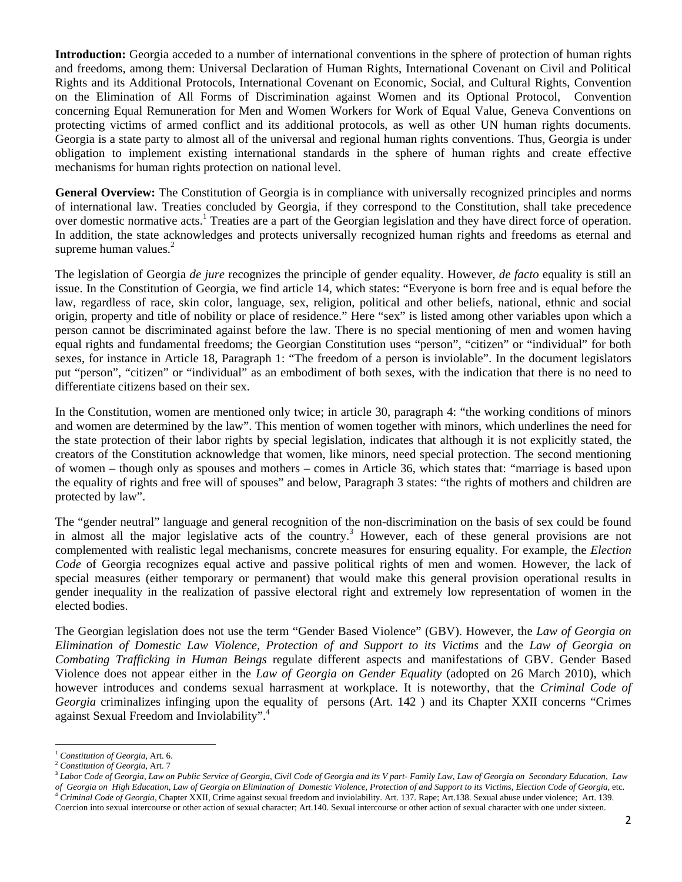**Introduction:** Georgia acceded to a number of international conventions in the sphere of protection of human rights and freedoms, among them: Universal Declaration of Human Rights, International Covenant on Civil and Political Rights and its Additional Protocols, International Covenant on Economic, Social, and Cultural Rights, Convention on the Elimination of All Forms of Discrimination against Women and its Optional Protocol, Convention concerning Equal Remuneration for Men and Women Workers for Work of Equal Value, Geneva Conventions on protecting victims of armed conflict and its additional protocols, as well as other UN human rights documents. Georgia is a state party to almost all of the universal and regional human rights conventions. Thus, Georgia is under obligation to implement existing international standards in the sphere of human rights and create effective mechanisms for human rights protection on national level.

**General Overview:** The Constitution of Georgia is in compliance with universally recognized principles and norms of international law. Treaties concluded by Georgia, if they correspond to the Constitution, shall take precedence over domestic normative acts.[1] Treaties are a part of the Georgian legislation and they have direct force of operation. In addition, the state acknowledges and protects universally recognized human rights and freedoms as eternal and supreme human values.[2]

The legislation of Georgia *de jure* recognizes the principle of gender equality. However, *de facto* equality is still an issue. In the Constitution of Georgia, we find article 14, which states: "Everyone is born free and is equal before the law, regardless of race, skin color, language, sex, religion, political and other beliefs, national, ethnic and social origin, property and title of nobility or place of residence." Here "sex" is listed among other variables upon which a person cannot be discriminated against before the law. There is no special mentioning of men and women having equal rights and fundamental freedoms; the Georgian Constitution uses "person", "citizen" or "individual" for both sexes, for instance in Article 18, Paragraph 1: "The freedom of a person is inviolable". In the document legislators put "person", "citizen" or "individual" as an embodiment of both sexes, with the indication that there is no need to differentiate citizens based on their sex.

In the Constitution, women are mentioned only twice; in article 30, paragraph 4: "the working conditions of minors and women are determined by the law". This mention of women together with minors, which underlines the need for the state protection of their labor rights by special legislation, indicates that although it is not explicitly stated, the creators of the Constitution acknowledge that women, like minors, need special protection. The second mentioning of women – though only as spouses and mothers – comes in Article 36, which states that: "marriage is based upon the equality of rights and free will of spouses" and below, Paragraph 3 states: "the rights of mothers and children are protected by law".

The "gender neutral" language and general recognition of the non-discrimination on the basis of sex could be found in almost all the major legislative acts of the country.[3] However, each of these general provisions are not complemented with realistic legal mechanisms, concrete measures for ensuring equality. For example, the *Election Code* of Georgia recognizes equal active and passive political rights of men and women. However, the lack of special measures (either temporary or permanent) that would make this general provision operational results in gender inequality in the realization of passive electoral right and extremely low representation of women in the elected bodies.

The Georgian legislation does not use the term "Gender Based Violence" (GBV). However, the *Law of Georgia on Elimination of Domestic Law Violence, Protection of and Support to its Victims* and the *Law of Georgia on Combating Trafficking in Human Beings* regulate different aspects and manifestations of GBV. Gender Based Violence does not appear either in the *Law of Georgia on Gender Equality* (adopted on 26 March 2010), which however introduces and condems sexual harrasment at workplace. It is noteworthy, that the *Criminal Code of Georgia* criminalizes infinging upon the equality of persons (Art. 142 ) and its Chapter XXII concerns "Crimes against Sexual Freedom and Inviolability".[4]

---

[1] *Constitution of Georgia*, Art. 6.

[2] *Constitution of Georgia*, Art. 7

[3] *Labor Code of Georgia, Law on Public Service of Georgia, Civil Code of Georgia and its V part- Family Law, Law of Georgia on Secondary Education, Law of Georgia on High Education, Law of Georgia on Elimination of Domestic Violence, Protection of and Support to its Victims, Election Code of Georgia*, etc.

[4] *Criminal Code of Georgia*, Chapter XXII, Crime against sexual freedom and inviolability. Art. 137. Rape; Art.138. Sexual abuse under violence; Art. 139. Coercion into sexual intercourse or other action of sexual character; Art.140. Sexual intercourse or other action of sexual character with one under sixteen.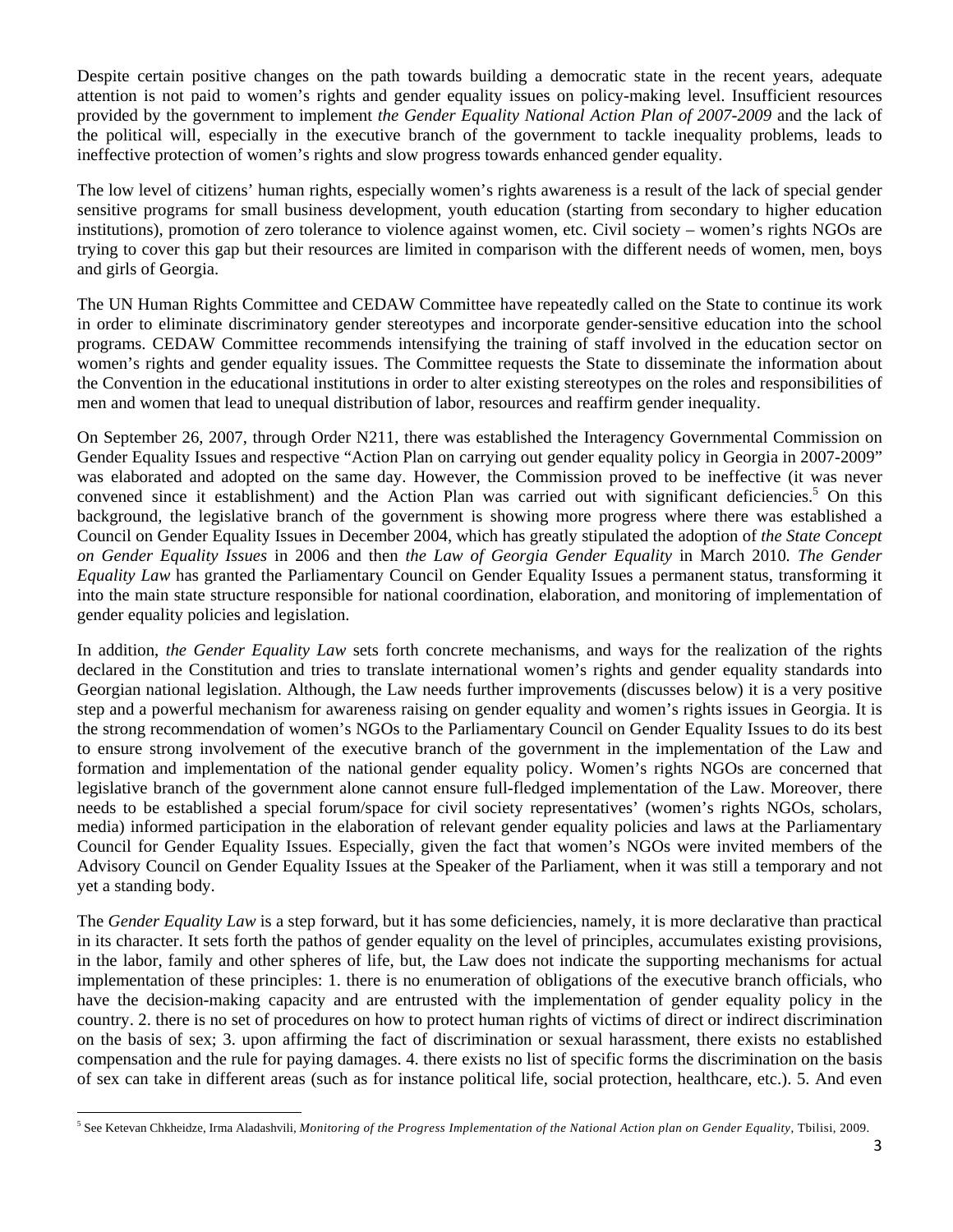Despite certain positive changes on the path towards building a democratic state in the recent years, adequate attention is not paid to women's rights and gender equality issues on policy-making level. Insufficient resources provided by the government to implement *the Gender Equality National Action Plan of 2007-2009* and the lack of the political will, especially in the executive branch of the government to tackle inequality problems, leads to ineffective protection of women's rights and slow progress towards enhanced gender equality.

The low level of citizens' human rights, especially women's rights awareness is a result of the lack of special gender sensitive programs for small business development, youth education (starting from secondary to higher education institutions), promotion of zero tolerance to violence against women, etc. Civil society – women's rights NGOs are trying to cover this gap but their resources are limited in comparison with the different needs of women, men, boys and girls of Georgia.

The UN Human Rights Committee and CEDAW Committee have repeatedly called on the State to continue its work in order to eliminate discriminatory gender stereotypes and incorporate gender-sensitive education into the school programs. CEDAW Committee recommends intensifying the training of staff involved in the education sector on women's rights and gender equality issues. The Committee requests the State to disseminate the information about the Convention in the educational institutions in order to alter existing stereotypes on the roles and responsibilities of men and women that lead to unequal distribution of labor, resources and reaffirm gender inequality.

On September 26, 2007, through Order N211, there was established the Interagency Governmental Commission on Gender Equality Issues and respective "Action Plan on carrying out gender equality policy in Georgia in 2007-2009" was elaborated and adopted on the same day. However, the Commission proved to be ineffective (it was never convened since it establishment) and the Action Plan was carried out with significant deficiencies.[5] On this background, the legislative branch of the government is showing more progress where there was established a Council on Gender Equality Issues in December 2004, which has greatly stipulated the adoption of *the State Concept on Gender Equality Issues* in 2006 and then *the Law of Georgia Gender Equality* in March 2010. *The Gender Equality Law* has granted the Parliamentary Council on Gender Equality Issues a permanent status, transforming it into the main state structure responsible for national coordination, elaboration, and monitoring of implementation of gender equality policies and legislation.

In addition, *the Gender Equality Law* sets forth concrete mechanisms, and ways for the realization of the rights declared in the Constitution and tries to translate international women's rights and gender equality standards into Georgian national legislation. Although, the Law needs further improvements (discusses below) it is a very positive step and a powerful mechanism for awareness raising on gender equality and women's rights issues in Georgia. It is the strong recommendation of women's NGOs to the Parliamentary Council on Gender Equality Issues to do its best to ensure strong involvement of the executive branch of the government in the implementation of the Law and formation and implementation of the national gender equality policy. Women's rights NGOs are concerned that legislative branch of the government alone cannot ensure full-fledged implementation of the Law. Moreover, there needs to be established a special forum/space for civil society representatives' (women's rights NGOs, scholars, media) informed participation in the elaboration of relevant gender equality policies and laws at the Parliamentary Council for Gender Equality Issues. Especially, given the fact that women's NGOs were invited members of the Advisory Council on Gender Equality Issues at the Speaker of the Parliament, when it was still a temporary and not yet a standing body.

The *Gender Equality Law* is a step forward, but it has some deficiencies, namely, it is more declarative than practical in its character. It sets forth the pathos of gender equality on the level of principles, accumulates existing provisions, in the labor, family and other spheres of life, but, the Law does not indicate the supporting mechanisms for actual implementation of these principles: 1. there is no enumeration of obligations of the executive branch officials, who have the decision-making capacity and are entrusted with the implementation of gender equality policy in the country. 2. there is no set of procedures on how to protect human rights of victims of direct or indirect discrimination on the basis of sex; 3. upon affirming the fact of discrimination or sexual harassment, there exists no established compensation and the rule for paying damages. 4. there exists no list of specific forms the discrimination on the basis of sex can take in different areas (such as for instance political life, social protection, healthcare, etc.). 5. And even

[5] See Ketevan Chkheidze, Irma Aladashvili, *Monitoring of the Progress Implementation of the National Action plan on Gender Equality*, Tbilisi, 2009.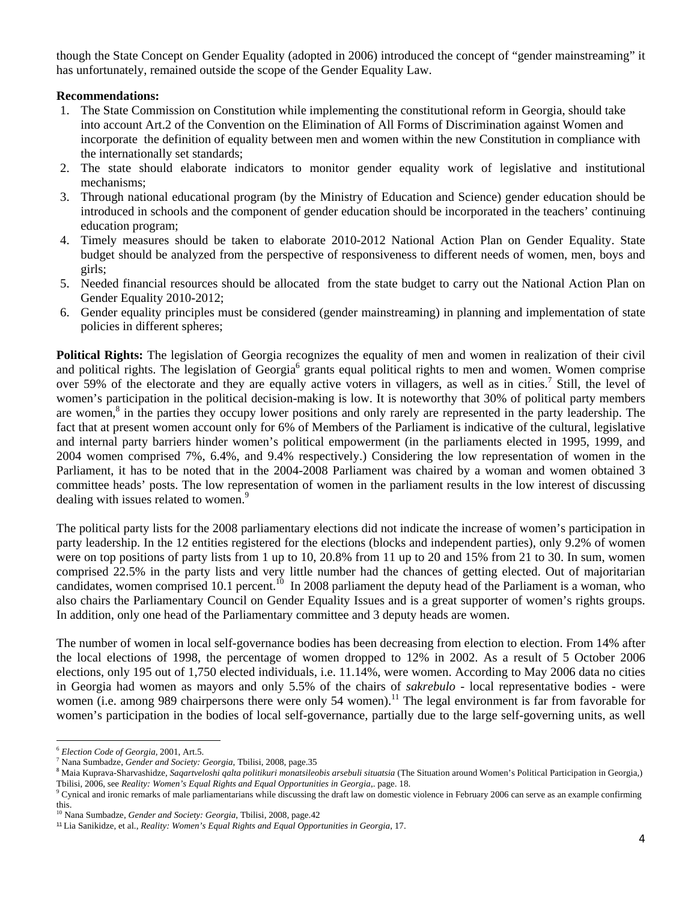though the State Concept on Gender Equality (adopted in 2006) introduced the concept of "gender mainstreaming" it has unfortunately, remained outside the scope of the Gender Equality Law.

**Recommendations:**

1. The State Commission on Constitution while implementing the constitutional reform in Georgia, should take into account Art.2 of the Convention on the Elimination of All Forms of Discrimination against Women and incorporate the definition of equality between men and women within the new Constitution in compliance with the internationally set standards;
2. The state should elaborate indicators to monitor gender equality work of legislative and institutional mechanisms;
3. Through national educational program (by the Ministry of Education and Science) gender education should be introduced in schools and the component of gender education should be incorporated in the teachers' continuing education program;
4. Timely measures should be taken to elaborate 2010-2012 National Action Plan on Gender Equality. State budget should be analyzed from the perspective of responsiveness to different needs of women, men, boys and girls;
5. Needed financial resources should be allocated from the state budget to carry out the National Action Plan on Gender Equality 2010-2012;
6. Gender equality principles must be considered (gender mainstreaming) in planning and implementation of state policies in different spheres;

**Political Rights:** The legislation of Georgia recognizes the equality of men and women in realization of their civil and political rights. The legislation of Georgia[6] grants equal political rights to men and women. Women comprise over 59% of the electorate and they are equally active voters in villagers, as well as in cities.[7] Still, the level of women's participation in the political decision-making is low. It is noteworthy that 30% of political party members are women,[8] in the parties they occupy lower positions and only rarely are represented in the party leadership. The fact that at present women account only for 6% of Members of the Parliament is indicative of the cultural, legislative and internal party barriers hinder women's political empowerment (in the parliaments elected in 1995, 1999, and 2004 women comprised 7%, 6.4%, and 9.4% respectively.) Considering the low representation of women in the Parliament, it has to be noted that in the 2004-2008 Parliament was chaired by a woman and women obtained 3 committee heads' posts. The low representation of women in the parliament results in the low interest of discussing dealing with issues related to women.[9]

The political party lists for the 2008 parliamentary elections did not indicate the increase of women's participation in party leadership. In the 12 entities registered for the elections (blocks and independent parties), only 9.2% of women were on top positions of party lists from 1 up to 10, 20.8% from 11 up to 20 and 15% from 21 to 30. In sum, women comprised 22.5% in the party lists and very little number had the chances of getting elected. Out of majoritarian candidates, women comprised 10.1 percent.[10] In 2008 parliament the deputy head of the Parliament is a woman, who also chairs the Parliamentary Council on Gender Equality Issues and is a great supporter of women's rights groups. In addition, only one head of the Parliamentary committee and 3 deputy heads are women.

The number of women in local self-governance bodies has been decreasing from election to election. From 14% after the local elections of 1998, the percentage of women dropped to 12% in 2002. As a result of 5 October 2006 elections, only 195 out of 1,750 elected individuals, i.e. 11.14%, were women. According to May 2006 data no cities in Georgia had women as mayors and only 5.5% of the chairs of *sakrebulo* - local representative bodies - were women (i.e. among 989 chairpersons there were only 54 women).[11] The legal environment is far from favorable for women's participation in the bodies of local self-governance, partially due to the large self-governing units, as well

---

[6] *Election Code of Georgia*, 2001, Art.5.

[7] Nana Sumbadze, *Gender and Society: Georgia*, Tbilisi, 2008, page.35

[8] Maia Kuprava-Sharvashidze, *Saqartveloshi qalta politikuri monatsileobis arsebuli situatsia* (The Situation around Women's Political Participation in Georgia,) Tbilisi, 2006, see *Reality: Women's Equal Rights and Equal Opportunities in Georgia*,. page. 18.

[9] Cynical and ironic remarks of male parliamentarians while discussing the draft law on domestic violence in February 2006 can serve as an example confirming this.

[10] Nana Sumbadze, *Gender and Society: Georgia*, Tbilisi, 2008, page.42

[11] Lia Sanikidze, et al., *Reality: Women's Equal Rights and Equal Opportunities in Georgia*, 17.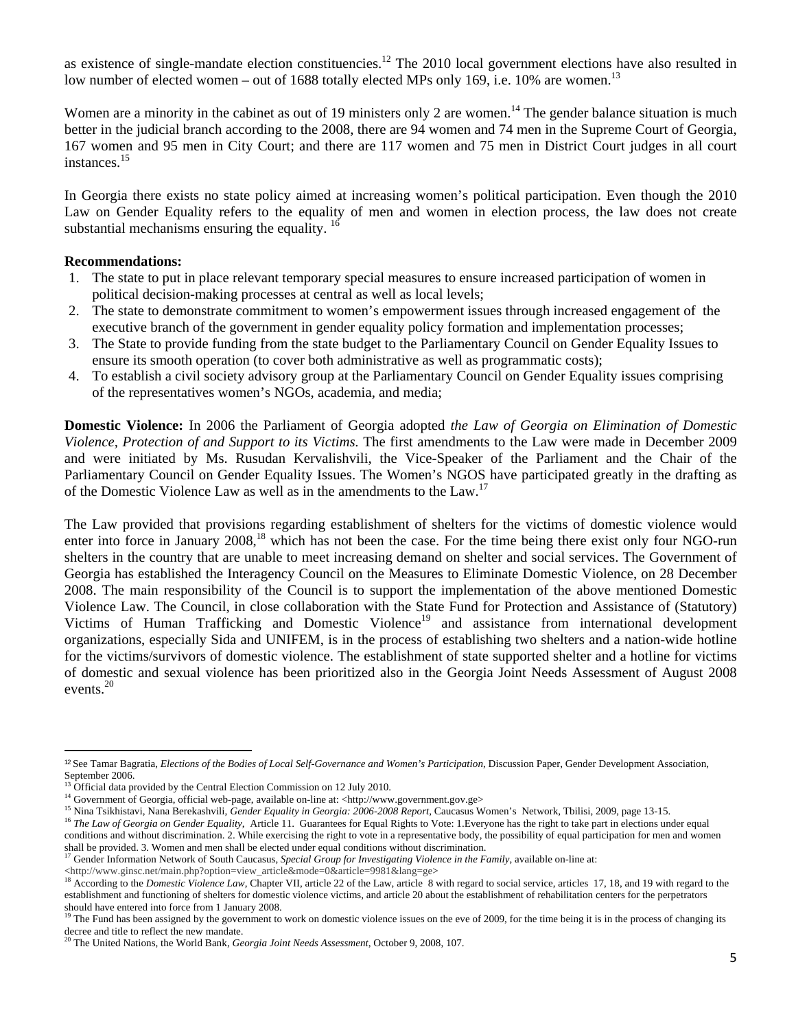as existence of single-mandate election constituencies.[12] The 2010 local government elections have also resulted in low number of elected women – out of 1688 totally elected MPs only 169, i.e. 10% are women.[13]

Women are a minority in the cabinet as out of 19 ministers only 2 are women.[14] The gender balance situation is much better in the judicial branch according to the 2008, there are 94 women and 74 men in the Supreme Court of Georgia, 167 women and 95 men in City Court; and there are 117 women and 75 men in District Court judges in all court instances.[15]

In Georgia there exists no state policy aimed at increasing women's political participation. Even though the 2010 Law on Gender Equality refers to the equality of men and women in election process, the law does not create substantial mechanisms ensuring the equality. [16]

**Recommendations:**

1. The state to put in place relevant temporary special measures to ensure increased participation of women in political decision-making processes at central as well as local levels;
2. The state to demonstrate commitment to women's empowerment issues through increased engagement of the executive branch of the government in gender equality policy formation and implementation processes;
3. The State to provide funding from the state budget to the Parliamentary Council on Gender Equality Issues to ensure its smooth operation (to cover both administrative as well as programmatic costs);
4. To establish a civil society advisory group at the Parliamentary Council on Gender Equality issues comprising of the representatives women's NGOs, academia, and media;

**Domestic Violence:** In 2006 the Parliament of Georgia adopted *the Law of Georgia on Elimination of Domestic Violence, Protection of and Support to its Victims.* The first amendments to the Law were made in December 2009 and were initiated by Ms. Rusudan Kervalishvili, the Vice-Speaker of the Parliament and the Chair of the Parliamentary Council on Gender Equality Issues. The Women's NGOS have participated greatly in the drafting as of the Domestic Violence Law as well as in the amendments to the Law.[17]

The Law provided that provisions regarding establishment of shelters for the victims of domestic violence would enter into force in January 2008,[18] which has not been the case. For the time being there exist only four NGO-run shelters in the country that are unable to meet increasing demand on shelter and social services. The Government of Georgia has established the Interagency Council on the Measures to Eliminate Domestic Violence, on 28 December 2008. The main responsibility of the Council is to support the implementation of the above mentioned Domestic Violence Law. The Council, in close collaboration with the State Fund for Protection and Assistance of (Statutory) Victims of Human Trafficking and Domestic Violence[19] and assistance from international development organizations, especially Sida and UNIFEM, is in the process of establishing two shelters and a nation-wide hotline for the victims/survivors of domestic violence. The establishment of state supported shelter and a hotline for victims of domestic and sexual violence has been prioritized also in the Georgia Joint Needs Assessment of August 2008 events.[20]

---

[12] See Tamar Bagratia, *Elections of the Bodies of Local Self-Governance and Women's Participation*, Discussion Paper, Gender Development Association, September 2006.

[13] Official data provided by the Central Election Commission on 12 July 2010.

[14] Government of Georgia, official web-page, available on-line at: <http://www.government.gov.ge>

[15] Nina Tsikhistavi, Nana Berekashvili, *Gender Equality in Georgia: 2006-2008 Report*, Caucasus Women's Network, Tbilisi, 2009, page 13-15.

[16] *The Law of Georgia on Gender Equality*, Article 11. Guarantees for Equal Rights to Vote: 1.Everyone has the right to take part in elections under equal conditions and without discrimination. 2. While exercising the right to vote in a representative body, the possibility of equal participation for men and women shall be provided. 3. Women and men shall be elected under equal conditions without discrimination.

[17] Gender Information Network of South Caucasus, *Special Group for Investigating Violence in the Family*, available on-line at: <http://www.ginsc.net/main.php?option=view_article&mode=0&article=9981&lang=ge>

[18] According to the *Domestic Violence Law*, Chapter VII, article 22 of the Law, article 8 with regard to social service, articles 17, 18, and 19 with regard to the establishment and functioning of shelters for domestic violence victims, and article 20 about the establishment of rehabilitation centers for the perpetrators should have entered into force from 1 January 2008.

[19] The Fund has been assigned by the government to work on domestic violence issues on the eve of 2009, for the time being it is in the process of changing its decree and title to reflect the new mandate.

[20] The United Nations, the World Bank, *Georgia Joint Needs Assessment*, October 9, 2008, 107.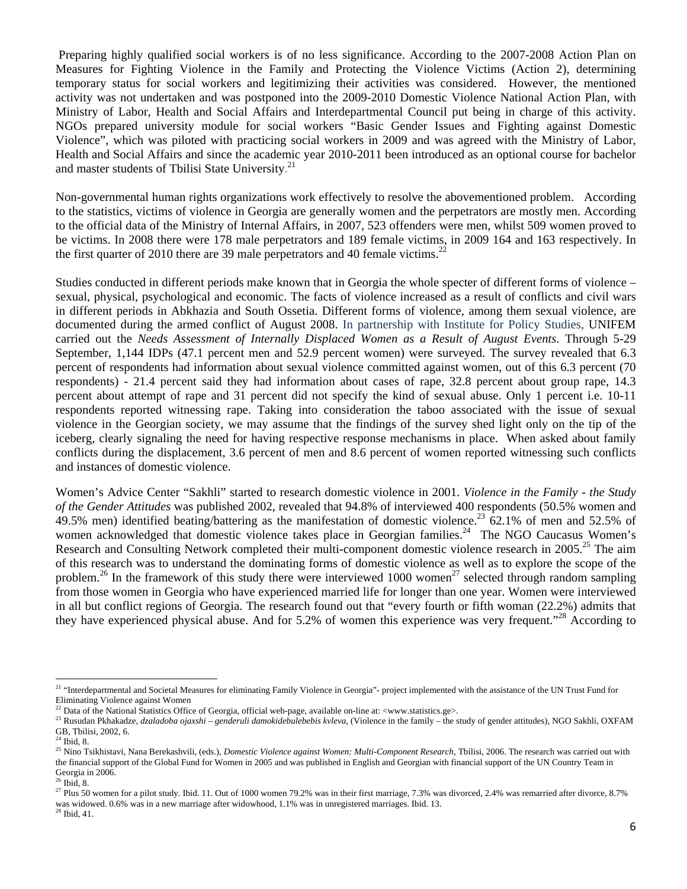Preparing highly qualified social workers is of no less significance. According to the 2007-2008 Action Plan on Measures for Fighting Violence in the Family and Protecting the Violence Victims (Action 2), determining temporary status for social workers and legitimizing their activities was considered. However, the mentioned activity was not undertaken and was postponed into the 2009-2010 Domestic Violence National Action Plan, with Ministry of Labor, Health and Social Affairs and Interdepartmental Council put being in charge of this activity. NGOs prepared university module for social workers "Basic Gender Issues and Fighting against Domestic Violence", which was piloted with practicing social workers in 2009 and was agreed with the Ministry of Labor, Health and Social Affairs and since the academic year 2010-2011 been introduced as an optional course for bachelor and master students of Tbilisi State University.[21]

Non-governmental human rights organizations work effectively to resolve the abovementioned problem. According to the statistics, victims of violence in Georgia are generally women and the perpetrators are mostly men. According to the official data of the Ministry of Internal Affairs, in 2007, 523 offenders were men, whilst 509 women proved to be victims. In 2008 there were 178 male perpetrators and 189 female victims, in 2009 164 and 163 respectively. In the first quarter of 2010 there are 39 male perpetrators and 40 female victims.[22]

Studies conducted in different periods make known that in Georgia the whole specter of different forms of violence – sexual, physical, psychological and economic. The facts of violence increased as a result of conflicts and civil wars in different periods in Abkhazia and South Ossetia. Different forms of violence, among them sexual violence, are documented during the armed conflict of August 2008. In partnership with Institute for Policy Studies, UNIFEM carried out the *Needs Assessment of Internally Displaced Women as a Result of August Events*. Through 5-29 September, 1,144 IDPs (47.1 percent men and 52.9 percent women) were surveyed. The survey revealed that 6.3 percent of respondents had information about sexual violence committed against women, out of this 6.3 percent (70 respondents) - 21.4 percent said they had information about cases of rape, 32.8 percent about group rape, 14.3 percent about attempt of rape and 31 percent did not specify the kind of sexual abuse. Only 1 percent i.e. 10-11 respondents reported witnessing rape. Taking into consideration the taboo associated with the issue of sexual violence in the Georgian society, we may assume that the findings of the survey shed light only on the tip of the iceberg, clearly signaling the need for having respective response mechanisms in place. When asked about family conflicts during the displacement, 3.6 percent of men and 8.6 percent of women reported witnessing such conflicts and instances of domestic violence.

Women's Advice Center "Sakhli" started to research domestic violence in 2001. *Violence in the Family - the Study of the Gender Attitudes* was published 2002, revealed that 94.8% of interviewed 400 respondents (50.5% women and 49.5% men) identified beating/battering as the manifestation of domestic violence.[23] 62.1% of men and 52.5% of women acknowledged that domestic violence takes place in Georgian families.[24] The NGO Caucasus Women's Research and Consulting Network completed their multi-component domestic violence research in 2005.[25] The aim of this research was to understand the dominating forms of domestic violence as well as to explore the scope of the problem.[26] In the framework of this study there were interviewed 1000 women[27] selected through random sampling from those women in Georgia who have experienced married life for longer than one year. Women were interviewed in all but conflict regions of Georgia. The research found out that "every fourth or fifth woman (22.2%) admits that they have experienced physical abuse. And for 5.2% of women this experience was very frequent."[28] According to

---

[21] "Interdepartmental and Societal Measures for eliminating Family Violence in Georgia"- project implemented with the assistance of the UN Trust Fund for Eliminating Violence against Women

[22] Data of the National Statistics Office of Georgia, official web-page, available on-line at: <www.statistics.ge>.

[23] Rusudan Pkhakadze, *dzaladoba ojaxshi – genderuli damokidebulebebis kvleva*, (Violence in the family – the study of gender attitudes), NGO Sakhli, OXFAM GB, Tbilisi, 2002, 6.

[24] Ibid, 8.

[25] Nino Tsikhistavi, Nana Berekashvili, (eds.), *Domestic Violence against Women: Multi-Component Research*, Tbilisi, 2006. The research was carried out with the financial support of the Global Fund for Women in 2005 and was published in English and Georgian with financial support of the UN Country Team in Georgia in 2006.

[26] Ibid, 8.

[27] Plus 50 women for a pilot study. Ibid. 11. Out of 1000 women 79.2% was in their first marriage, 7.3% was divorced, 2.4% was remarried after divorce, 8.7% was widowed. 0.6% was in a new marriage after widowhood, 1.1% was in unregistered marriages. Ibid. 13.

[28] Ibid, 41.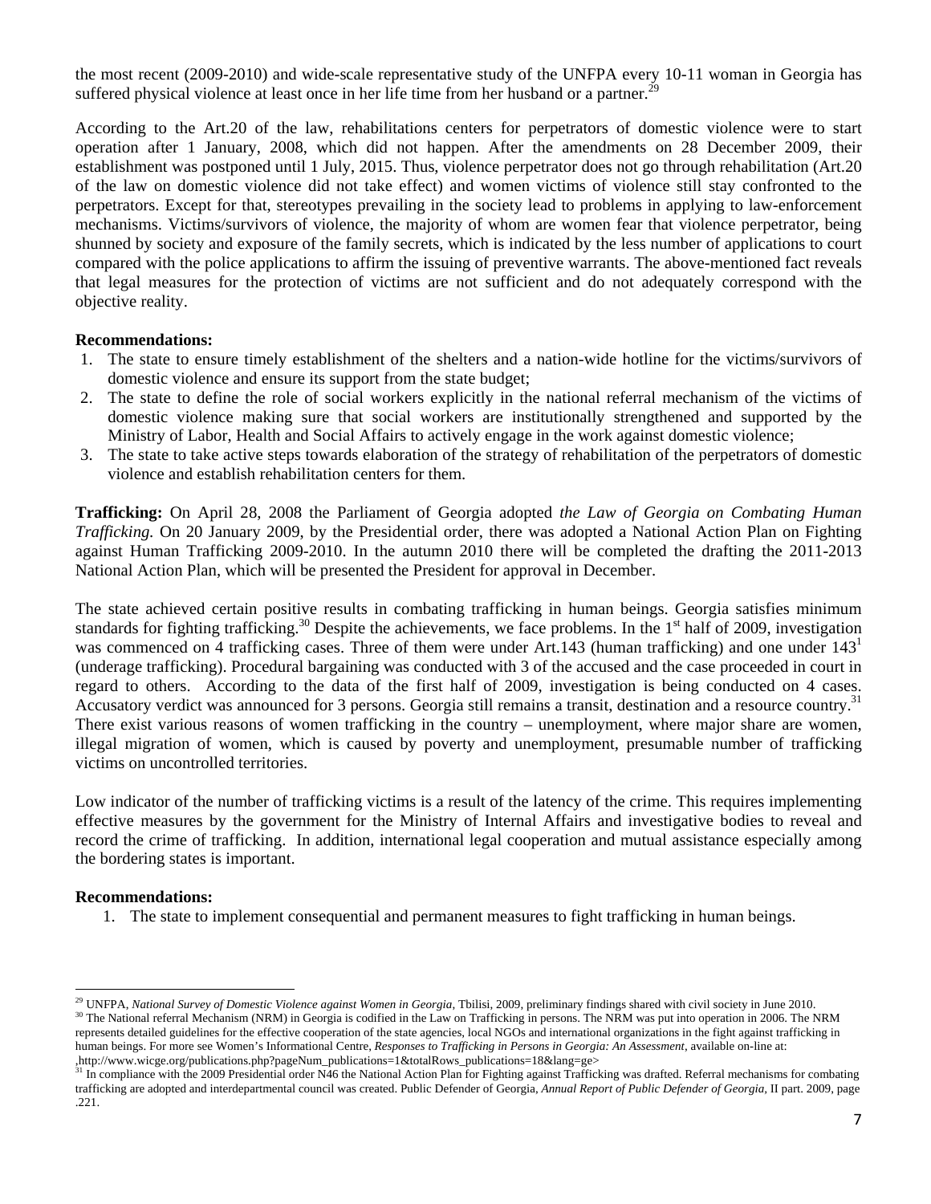the most recent (2009-2010) and wide-scale representative study of the UNFPA every 10-11 woman in Georgia has suffered physical violence at least once in her life time from her husband or a partner.[29]

According to the Art.20 of the law, rehabilitations centers for perpetrators of domestic violence were to start operation after 1 January, 2008, which did not happen. After the amendments on 28 December 2009, their establishment was postponed until 1 July, 2015. Thus, violence perpetrator does not go through rehabilitation (Art.20 of the law on domestic violence did not take effect) and women victims of violence still stay confronted to the perpetrators. Except for that, stereotypes prevailing in the society lead to problems in applying to law-enforcement mechanisms. Victims/survivors of violence, the majority of whom are women fear that violence perpetrator, being shunned by society and exposure of the family secrets, which is indicated by the less number of applications to court compared with the police applications to affirm the issuing of preventive warrants. The above-mentioned fact reveals that legal measures for the protection of victims are not sufficient and do not adequately correspond with the objective reality.

**Recommendations:**

1. The state to ensure timely establishment of the shelters and a nation-wide hotline for the victims/survivors of domestic violence and ensure its support from the state budget;
2. The state to define the role of social workers explicitly in the national referral mechanism of the victims of domestic violence making sure that social workers are institutionally strengthened and supported by the Ministry of Labor, Health and Social Affairs to actively engage in the work against domestic violence;
3. The state to take active steps towards elaboration of the strategy of rehabilitation of the perpetrators of domestic violence and establish rehabilitation centers for them.

**Trafficking:** On April 28, 2008 the Parliament of Georgia adopted *the Law of Georgia on Combating Human Trafficking.* On 20 January 2009, by the Presidential order, there was adopted a National Action Plan on Fighting against Human Trafficking 2009-2010. In the autumn 2010 there will be completed the drafting the 2011-2013 National Action Plan, which will be presented the President for approval in December.

The state achieved certain positive results in combating trafficking in human beings. Georgia satisfies minimum standards for fighting trafficking.[30] Despite the achievements, we face problems. In the 1st half of 2009, investigation was commenced on 4 trafficking cases. Three of them were under Art.143 (human trafficking) and one under 143[1] (underage trafficking). Procedural bargaining was conducted with 3 of the accused and the case proceeded in court in regard to others. According to the data of the first half of 2009, investigation is being conducted on 4 cases. Accusatory verdict was announced for 3 persons. Georgia still remains a transit, destination and a resource country.[31] There exist various reasons of women trafficking in the country – unemployment, where major share are women, illegal migration of women, which is caused by poverty and unemployment, presumable number of trafficking victims on uncontrolled territories.

Low indicator of the number of trafficking victims is a result of the latency of the crime. This requires implementing effective measures by the government for the Ministry of Internal Affairs and investigative bodies to reveal and record the crime of trafficking. In addition, international legal cooperation and mutual assistance especially among the bordering states is important.

**Recommendations:**

1. The state to implement consequential and permanent measures to fight trafficking in human beings.

---

[29] UNFPA, *National Survey of Domestic Violence against Women in Georgia*, Tbilisi, 2009, preliminary findings shared with civil society in June 2010.

[30] The National referral Mechanism (NRM) in Georgia is codified in the Law on Trafficking in persons. The NRM was put into operation in 2006. The NRM represents detailed guidelines for the effective cooperation of the state agencies, local NGOs and international organizations in the fight against trafficking in human beings. For more see Women's Informational Centre, *Responses to Trafficking in Persons in Georgia: An Assessment*, available on-line at: ,http://www.wicge.org/publications.php?pageNum_publications=1&totalRows_publications=18&lang=ge>

[31] In compliance with the 2009 Presidential order N46 the National Action Plan for Fighting against Trafficking was drafted. Referral mechanisms for combating trafficking are adopted and interdepartmental council was created. Public Defender of Georgia, *Annual Report of Public Defender of Georgia*, II part. 2009, page .221.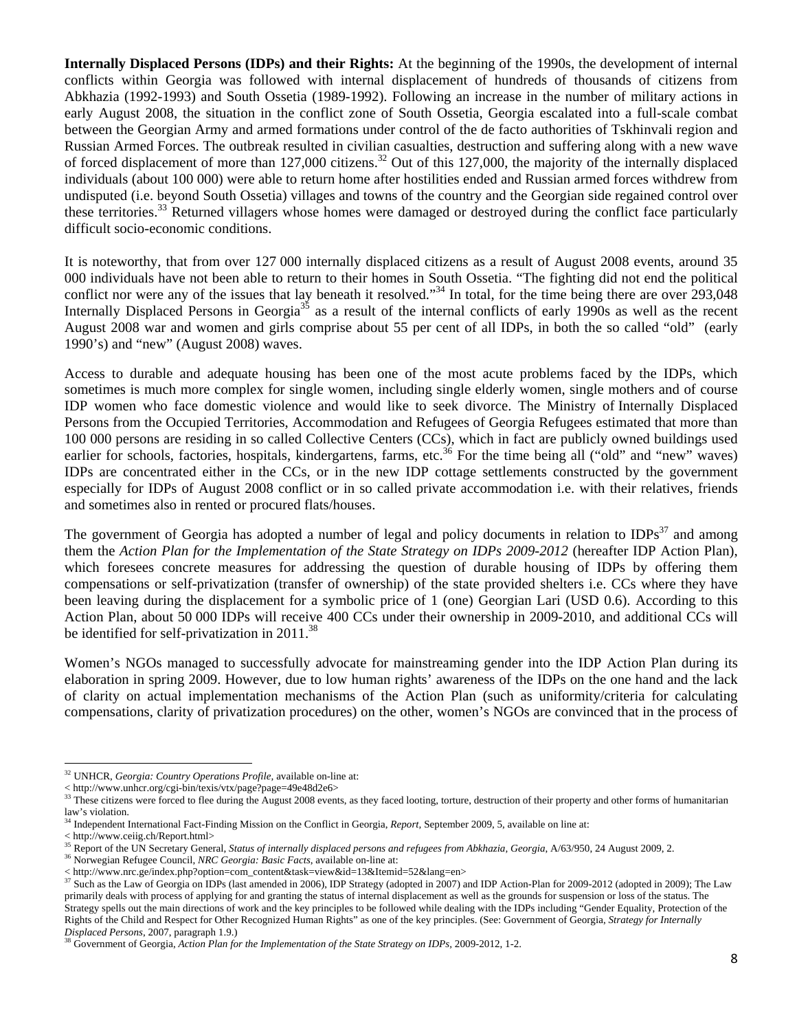**Internally Displaced Persons (IDPs) and their Rights:** At the beginning of the 1990s, the development of internal conflicts within Georgia was followed with internal displacement of hundreds of thousands of citizens from Abkhazia (1992-1993) and South Ossetia (1989-1992). Following an increase in the number of military actions in early August 2008, the situation in the conflict zone of South Ossetia, Georgia escalated into a full-scale combat between the Georgian Army and armed formations under control of the de facto authorities of Tskhinvali region and Russian Armed Forces. The outbreak resulted in civilian casualties, destruction and suffering along with a new wave of forced displacement of more than 127,000 citizens.[32] Out of this 127,000, the majority of the internally displaced individuals (about 100 000) were able to return home after hostilities ended and Russian armed forces withdrew from undisputed (i.e. beyond South Ossetia) villages and towns of the country and the Georgian side regained control over these territories.[33] Returned villagers whose homes were damaged or destroyed during the conflict face particularly difficult socio-economic conditions.

It is noteworthy, that from over 127 000 internally displaced citizens as a result of August 2008 events, around 35 000 individuals have not been able to return to their homes in South Ossetia. "The fighting did not end the political conflict nor were any of the issues that lay beneath it resolved."[34] In total, for the time being there are over 293,048 Internally Displaced Persons in Georgia[35] as a result of the internal conflicts of early 1990s as well as the recent August 2008 war and women and girls comprise about 55 per cent of all IDPs, in both the so called "old" (early 1990's) and "new" (August 2008) waves.

Access to durable and adequate housing has been one of the most acute problems faced by the IDPs, which sometimes is much more complex for single women, including single elderly women, single mothers and of course IDP women who face domestic violence and would like to seek divorce. The Ministry of Internally Displaced Persons from the Occupied Territories, Accommodation and Refugees of Georgia Refugees estimated that more than 100 000 persons are residing in so called Collective Centers (CCs), which in fact are publicly owned buildings used earlier for schools, factories, hospitals, kindergartens, farms, etc.[36] For the time being all ("old" and "new" waves) IDPs are concentrated either in the CCs, or in the new IDP cottage settlements constructed by the government especially for IDPs of August 2008 conflict or in so called private accommodation i.e. with their relatives, friends and sometimes also in rented or procured flats/houses.

The government of Georgia has adopted a number of legal and policy documents in relation to IDPs[37] and among them the *Action Plan for the Implementation of the State Strategy on IDPs 2009-2012* (hereafter IDP Action Plan), which foresees concrete measures for addressing the question of durable housing of IDPs by offering them compensations or self-privatization (transfer of ownership) of the state provided shelters i.e. CCs where they have been leaving during the displacement for a symbolic price of 1 (one) Georgian Lari (USD 0.6). According to this Action Plan, about 50 000 IDPs will receive 400 CCs under their ownership in 2009-2010, and additional CCs will be identified for self-privatization in 2011.[38]

Women's NGOs managed to successfully advocate for mainstreaming gender into the IDP Action Plan during its elaboration in spring 2009. However, due to low human rights' awareness of the IDPs on the one hand and the lack of clarity on actual implementation mechanisms of the Action Plan (such as uniformity/criteria for calculating compensations, clarity of privatization procedures) on the other, women's NGOs are convinced that in the process of

---

[32] UNHCR, *Georgia: Country Operations Profile*, available on-line at:
< http://www.unhcr.org/cgi-bin/texis/vtx/page?page=49e48d2e6>

[33] These citizens were forced to flee during the August 2008 events, as they faced looting, torture, destruction of their property and other forms of humanitarian law's violation.

[34] Independent International Fact-Finding Mission on the Conflict in Georgia, *Report*, September 2009, 5, available on line at:
< http://www.ceiig.ch/Report.html>

[35] Report of the UN Secretary General, *Status of internally displaced persons and refugees from Abkhazia, Georgia*, A/63/950, 24 August 2009, 2.

[36] Norwegian Refugee Council, *NRC Georgia: Basic Facts*, available on-line at:
< http://www.nrc.ge/index.php?option=com_content&task=view&id=13&Itemid=52&lang=en>

[37] Such as the Law of Georgia on IDPs (last amended in 2006), IDP Strategy (adopted in 2007) and IDP Action-Plan for 2009-2012 (adopted in 2009); The Law primarily deals with process of applying for and granting the status of internal displacement as well as the grounds for suspension or loss of the status. The Strategy spells out the main directions of work and the key principles to be followed while dealing with the IDPs including "Gender Equality, Protection of the Rights of the Child and Respect for Other Recognized Human Rights" as one of the key principles. (See: Government of Georgia, *Strategy for Internally Displaced Persons*, 2007, paragraph 1.9.)

[38] Government of Georgia, *Action Plan for the Implementation of the State Strategy on IDPs*, 2009-2012, 1-2.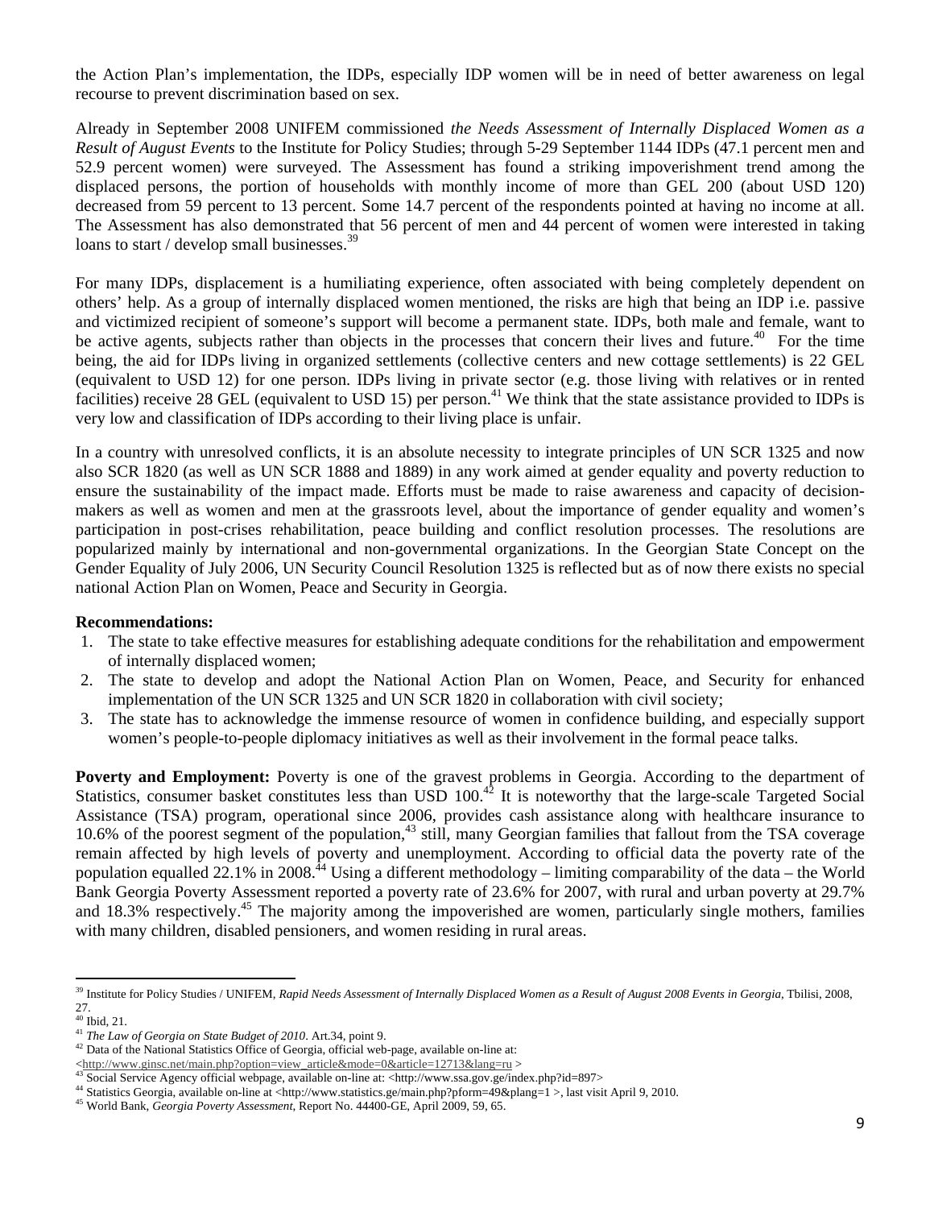the Action Plan's implementation, the IDPs, especially IDP women will be in need of better awareness on legal recourse to prevent discrimination based on sex.

Already in September 2008 UNIFEM commissioned *the Needs Assessment of Internally Displaced Women as a Result of August Events* to the Institute for Policy Studies; through 5-29 September 1144 IDPs (47.1 percent men and 52.9 percent women) were surveyed. The Assessment has found a striking impoverishment trend among the displaced persons, the portion of households with monthly income of more than GEL 200 (about USD 120) decreased from 59 percent to 13 percent. Some 14.7 percent of the respondents pointed at having no income at all. The Assessment has also demonstrated that 56 percent of men and 44 percent of women were interested in taking loans to start / develop small businesses.[39]

For many IDPs, displacement is a humiliating experience, often associated with being completely dependent on others' help. As a group of internally displaced women mentioned, the risks are high that being an IDP i.e. passive and victimized recipient of someone's support will become a permanent state. IDPs, both male and female, want to be active agents, subjects rather than objects in the processes that concern their lives and future.[40] For the time being, the aid for IDPs living in organized settlements (collective centers and new cottage settlements) is 22 GEL (equivalent to USD 12) for one person. IDPs living in private sector (e.g. those living with relatives or in rented facilities) receive 28 GEL (equivalent to USD 15) per person.[41] We think that the state assistance provided to IDPs is very low and classification of IDPs according to their living place is unfair.

In a country with unresolved conflicts, it is an absolute necessity to integrate principles of UN SCR 1325 and now also SCR 1820 (as well as UN SCR 1888 and 1889) in any work aimed at gender equality and poverty reduction to ensure the sustainability of the impact made. Efforts must be made to raise awareness and capacity of decision-makers as well as women and men at the grassroots level, about the importance of gender equality and women's participation in post-crises rehabilitation, peace building and conflict resolution processes. The resolutions are popularized mainly by international and non-governmental organizations. In the Georgian State Concept on the Gender Equality of July 2006, UN Security Council Resolution 1325 is reflected but as of now there exists no special national Action Plan on Women, Peace and Security in Georgia.

**Recommendations:**

1. The state to take effective measures for establishing adequate conditions for the rehabilitation and empowerment of internally displaced women;
2. The state to develop and adopt the National Action Plan on Women, Peace, and Security for enhanced implementation of the UN SCR 1325 and UN SCR 1820 in collaboration with civil society;
3. The state has to acknowledge the immense resource of women in confidence building, and especially support women's people-to-people diplomacy initiatives as well as their involvement in the formal peace talks.

**Poverty and Employment:** Poverty is one of the gravest problems in Georgia. According to the department of Statistics, consumer basket constitutes less than USD 100.[42] It is noteworthy that the large-scale Targeted Social Assistance (TSA) program, operational since 2006, provides cash assistance along with healthcare insurance to 10.6% of the poorest segment of the population,[43] still, many Georgian families that fallout from the TSA coverage remain affected by high levels of poverty and unemployment. According to official data the poverty rate of the population equalled 22.1% in 2008.[44] Using a different methodology – limiting comparability of the data – the World Bank Georgia Poverty Assessment reported a poverty rate of 23.6% for 2007, with rural and urban poverty at 29.7% and 18.3% respectively.[45] The majority among the impoverished are women, particularly single mothers, families with many children, disabled pensioners, and women residing in rural areas.

---

[39] Institute for Policy Studies / UNIFEM, *Rapid Needs Assessment of Internally Displaced Women as a Result of August 2008 Events in Georgia*, Tbilisi, 2008, 27.

[40] Ibid, 21.

[41] *The Law of Georgia on State Budget of 2010*. Art.34, point 9.

[42] Data of the National Statistics Office of Georgia, official web-page, available on-line at: <http://www.ginsc.net/main.php?option=view_article&mode=0&article=12713&lang=ru >

[43] Social Service Agency official webpage, available on-line at: <http://www.ssa.gov.ge/index.php?id=897>

[44] Statistics Georgia, available on-line at <http://www.statistics.ge/main.php?pform=49&plang=1 >, last visit April 9, 2010.

[45] World Bank, *Georgia Poverty Assessment*, Report No. 44400-GE, April 2009, 59, 65.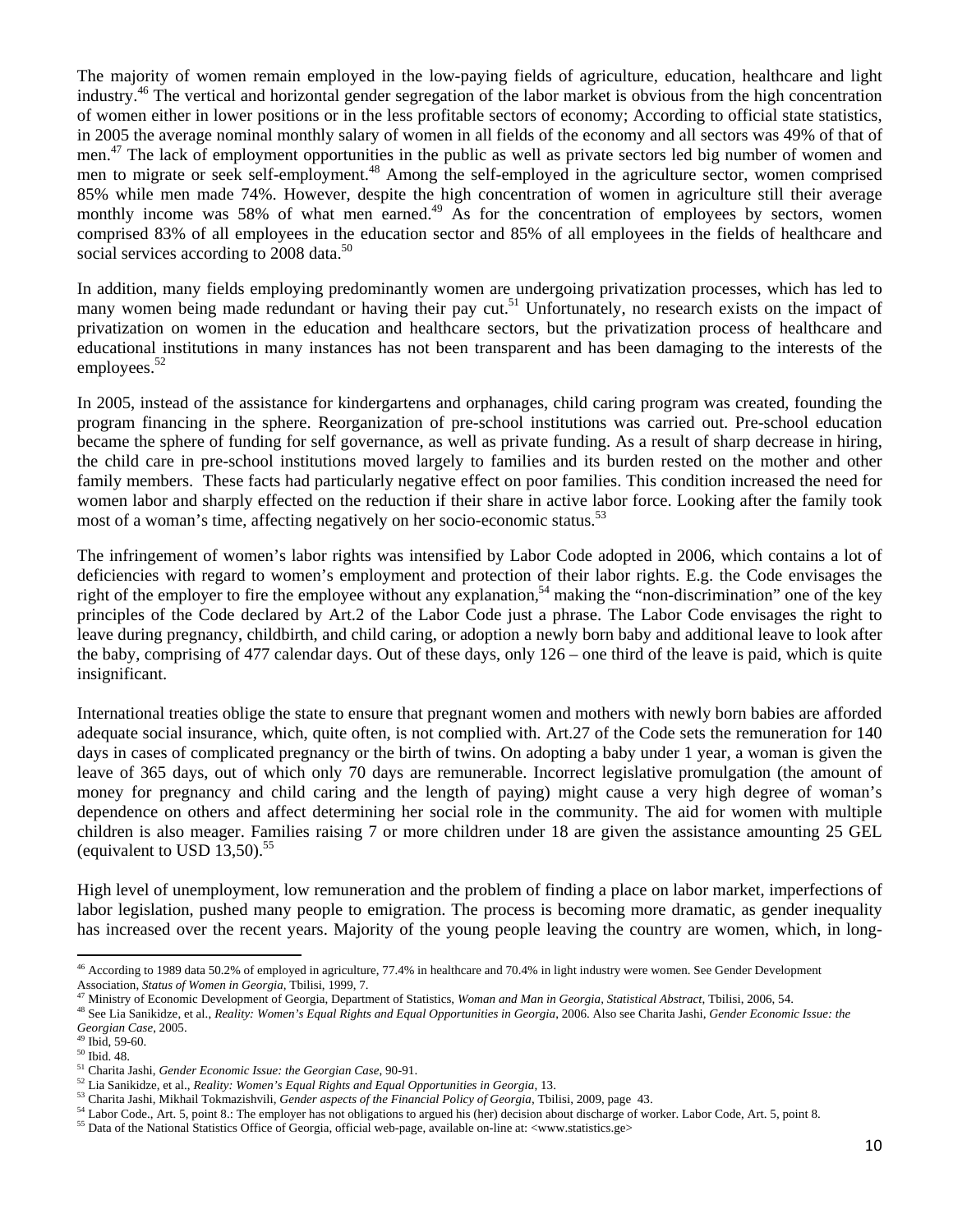The majority of women remain employed in the low-paying fields of agriculture, education, healthcare and light industry.[46] The vertical and horizontal gender segregation of the labor market is obvious from the high concentration of women either in lower positions or in the less profitable sectors of economy; According to official state statistics, in 2005 the average nominal monthly salary of women in all fields of the economy and all sectors was 49% of that of men.[47] The lack of employment opportunities in the public as well as private sectors led big number of women and men to migrate or seek self-employment.[48] Among the self-employed in the agriculture sector, women comprised 85% while men made 74%. However, despite the high concentration of women in agriculture still their average monthly income was 58% of what men earned.[49] As for the concentration of employees by sectors, women comprised 83% of all employees in the education sector and 85% of all employees in the fields of healthcare and social services according to 2008 data.[50]

In addition, many fields employing predominantly women are undergoing privatization processes, which has led to many women being made redundant or having their pay cut.[51] Unfortunately, no research exists on the impact of privatization on women in the education and healthcare sectors, but the privatization process of healthcare and educational institutions in many instances has not been transparent and has been damaging to the interests of the employees.[52]

In 2005, instead of the assistance for kindergartens and orphanages, child caring program was created, founding the program financing in the sphere. Reorganization of pre-school institutions was carried out. Pre-school education became the sphere of funding for self governance, as well as private funding. As a result of sharp decrease in hiring, the child care in pre-school institutions moved largely to families and its burden rested on the mother and other family members. These facts had particularly negative effect on poor families. This condition increased the need for women labor and sharply effected on the reduction if their share in active labor force. Looking after the family took most of a woman's time, affecting negatively on her socio-economic status.[53]

The infringement of women's labor rights was intensified by Labor Code adopted in 2006, which contains a lot of deficiencies with regard to women's employment and protection of their labor rights. E.g. the Code envisages the right of the employer to fire the employee without any explanation,[54] making the "non-discrimination" one of the key principles of the Code declared by Art.2 of the Labor Code just a phrase. The Labor Code envisages the right to leave during pregnancy, childbirth, and child caring, or adoption a newly born baby and additional leave to look after the baby, comprising of 477 calendar days. Out of these days, only 126 – one third of the leave is paid, which is quite insignificant.

International treaties oblige the state to ensure that pregnant women and mothers with newly born babies are afforded adequate social insurance, which, quite often, is not complied with. Art.27 of the Code sets the remuneration for 140 days in cases of complicated pregnancy or the birth of twins. On adopting a baby under 1 year, a woman is given the leave of 365 days, out of which only 70 days are remunerable. Incorrect legislative promulgation (the amount of money for pregnancy and child caring and the length of paying) might cause a very high degree of woman's dependence on others and affect determining her social role in the community. The aid for women with multiple children is also meager. Families raising 7 or more children under 18 are given the assistance amounting 25 GEL (equivalent to USD 13,50).[55]

High level of unemployment, low remuneration and the problem of finding a place on labor market, imperfections of labor legislation, pushed many people to emigration. The process is becoming more dramatic, as gender inequality has increased over the recent years. Majority of the young people leaving the country are women, which, in long-

---

[46] According to 1989 data 50.2% of employed in agriculture, 77.4% in healthcare and 70.4% in light industry were women. See Gender Development Association, *Status of Women in Georgia*, Tbilisi, 1999, 7.

[47] Ministry of Economic Development of Georgia, Department of Statistics, *Woman and Man in Georgia, Statistical Abstract*, Tbilisi, 2006, 54.

[48] See Lia Sanikidze, et al., *Reality: Women's Equal Rights and Equal Opportunities in Georgia*, 2006. Also see Charita Jashi, *Gender Economic Issue: the Georgian Case*, 2005.

[49] Ibid, 59-60.

[50] Ibid. 48.

[51] Charita Jashi, *Gender Economic Issue: the Georgian Case*, 90-91.

[52] Lia Sanikidze, et al., *Reality: Women's Equal Rights and Equal Opportunities in Georgia*, 13.

[53] Charita Jashi, Mikhail Tokmazishvili, *Gender aspects of the Financial Policy of Georgia*, Tbilisi, 2009, page 43.

[54] Labor Code., Art. 5, point 8.: The employer has not obligations to argued his (her) decision about discharge of worker. Labor Code, Art. 5, point 8.

[55] Data of the National Statistics Office of Georgia, official web-page, available on-line at: <www.statistics.ge>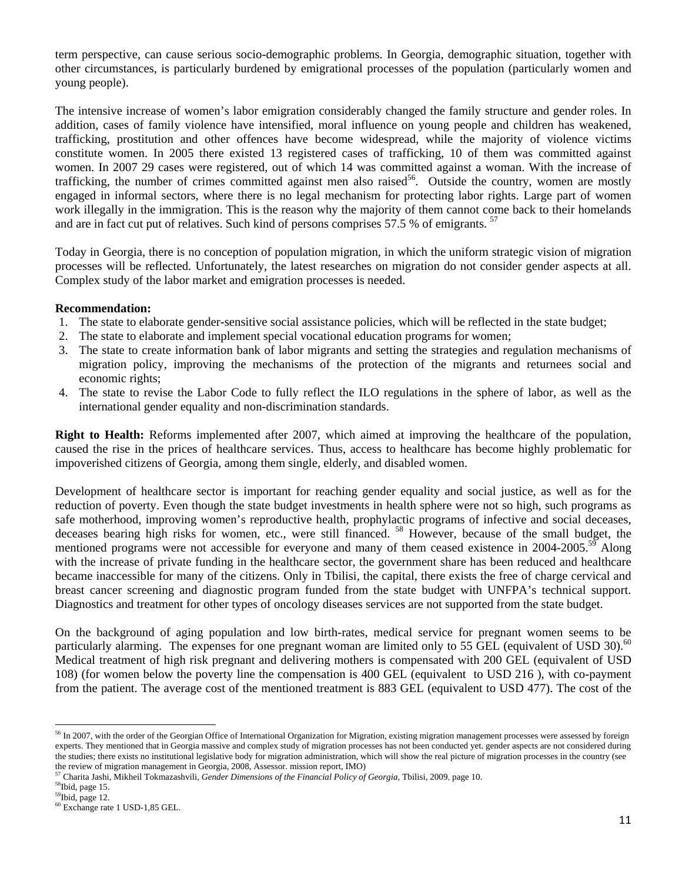term perspective, can cause serious socio-demographic problems. In Georgia, demographic situation, together with other circumstances, is particularly burdened by emigrational processes of the population (particularly women and young people).

The intensive increase of women's labor emigration considerably changed the family structure and gender roles. In addition, cases of family violence have intensified, moral influence on young people and children has weakened, trafficking, prostitution and other offences have become widespread, while the majority of violence victims constitute women. In 2005 there existed 13 registered cases of trafficking, 10 of them was committed against women. In 2007 29 cases were registered, out of which 14 was committed against a woman. With the increase of trafficking, the number of crimes committed against men also raised[56]. Outside the country, women are mostly engaged in informal sectors, where there is no legal mechanism for protecting labor rights. Large part of women work illegally in the immigration. This is the reason why the majority of them cannot come back to their homelands and are in fact cut put of relatives. Such kind of persons comprises 57.5 % of emigrants. [57]

Today in Georgia, there is no conception of population migration, in which the uniform strategic vision of migration processes will be reflected. Unfortunately, the latest researches on migration do not consider gender aspects at all. Complex study of the labor market and emigration processes is needed.

**Recommendation:**

1. The state to elaborate gender-sensitive social assistance policies, which will be reflected in the state budget;
2. The state to elaborate and implement special vocational education programs for women;
3. The state to create information bank of labor migrants and setting the strategies and regulation mechanisms of migration policy, improving the mechanisms of the protection of the migrants and returnees social and economic rights;
4. The state to revise the Labor Code to fully reflect the ILO regulations in the sphere of labor, as well as the international gender equality and non-discrimination standards.

**Right to Health:** Reforms implemented after 2007, which aimed at improving the healthcare of the population, caused the rise in the prices of healthcare services. Thus, access to healthcare has become highly problematic for impoverished citizens of Georgia, among them single, elderly, and disabled women.

Development of healthcare sector is important for reaching gender equality and social justice, as well as for the reduction of poverty. Even though the state budget investments in health sphere were not so high, such programs as safe motherhood, improving women's reproductive health, prophylactic programs of infective and social deceases, deceases bearing high risks for women, etc., were still financed. [58] However, because of the small budget, the mentioned programs were not accessible for everyone and many of them ceased existence in 2004-2005.[59] Along with the increase of private funding in the healthcare sector, the government share has been reduced and healthcare became inaccessible for many of the citizens. Only in Tbilisi, the capital, there exists the free of charge cervical and breast cancer screening and diagnostic program funded from the state budget with UNFPA's technical support. Diagnostics and treatment for other types of oncology diseases services are not supported from the state budget.

On the background of aging population and low birth-rates, medical service for pregnant women seems to be particularly alarming. The expenses for one pregnant woman are limited only to 55 GEL (equivalent of USD 30).[60] Medical treatment of high risk pregnant and delivering mothers is compensated with 200 GEL (equivalent of USD 108) (for women below the poverty line the compensation is 400 GEL (equivalent to USD 216 ), with co-payment from the patient. The average cost of the mentioned treatment is 883 GEL (equivalent to USD 477). The cost of the

---

[56] In 2007, with the order of the Georgian Office of International Organization for Migration, existing migration management processes were assessed by foreign experts. They mentioned that in Georgia massive and complex study of migration processes has not been conducted yet. gender aspects are not considered during the studies; there exists no institutional legislative body for migration administration, which will show the real picture of migration processes in the country (see the review of migration management in Georgia, 2008, Assessor. mission report, IMO)

[57] Charita Jashi, Mikheil Tokmazashvili, *Gender Dimensions of the Financial Policy of Georgia*, Tbilisi, 2009, page 10.

[58] Ibid, page 15.

[59] Ibid, page 12.

[60] Exchange rate 1 USD-1,85 GEL.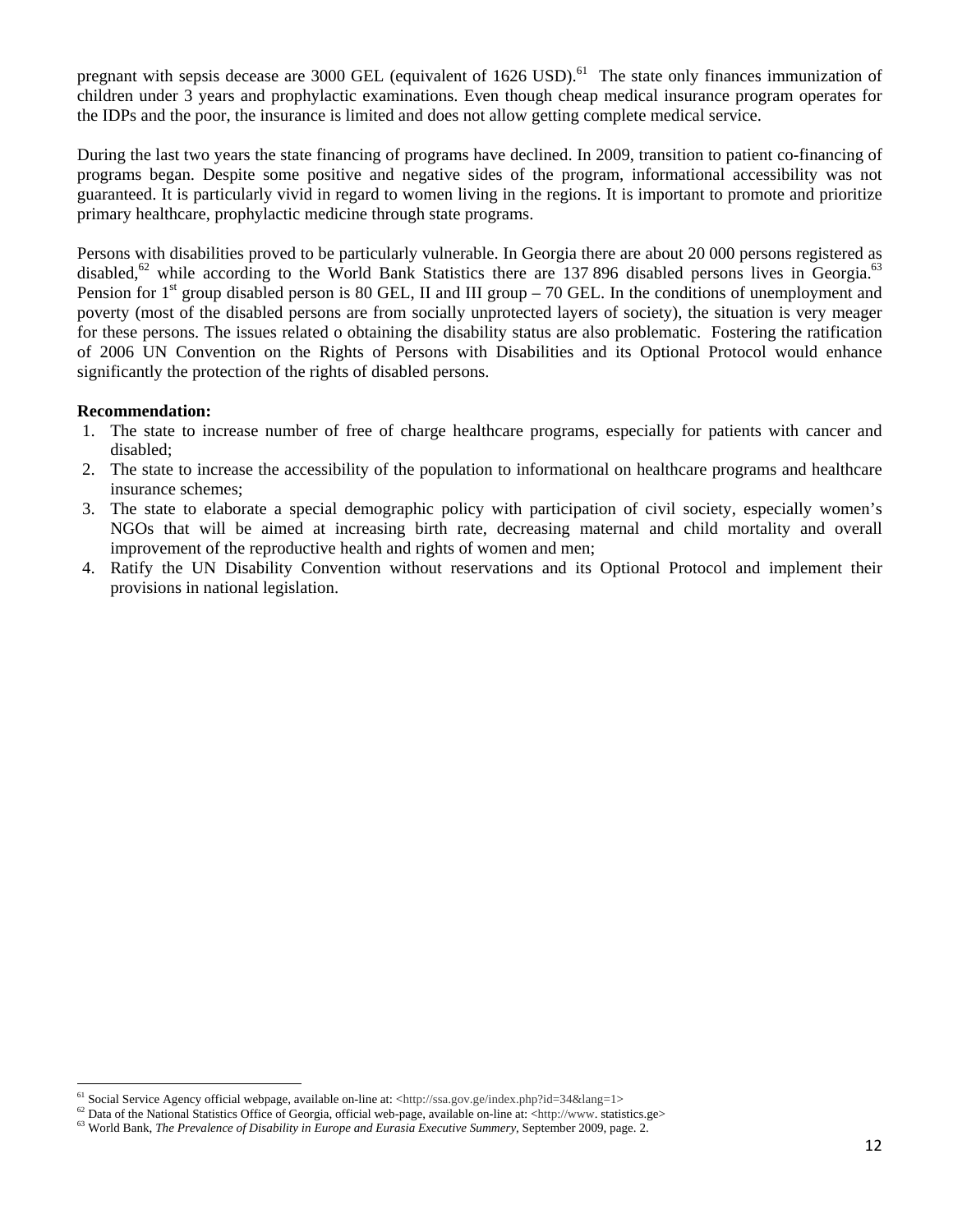pregnant with sepsis decease are 3000 GEL (equivalent of 1626 USD).[61] The state only finances immunization of children under 3 years and prophylactic examinations. Even though cheap medical insurance program operates for the IDPs and the poor, the insurance is limited and does not allow getting complete medical service.

During the last two years the state financing of programs have declined. In 2009, transition to patient co-financing of programs began. Despite some positive and negative sides of the program, informational accessibility was not guaranteed. It is particularly vivid in regard to women living in the regions. It is important to promote and prioritize primary healthcare, prophylactic medicine through state programs.

Persons with disabilities proved to be particularly vulnerable. In Georgia there are about 20 000 persons registered as disabled,[62] while according to the World Bank Statistics there are 137 896 disabled persons lives in Georgia.[63] Pension for 1st group disabled person is 80 GEL, II and III group – 70 GEL. In the conditions of unemployment and poverty (most of the disabled persons are from socially unprotected layers of society), the situation is very meager for these persons. The issues related o obtaining the disability status are also problematic. Fostering the ratification of 2006 UN Convention on the Rights of Persons with Disabilities and its Optional Protocol would enhance significantly the protection of the rights of disabled persons.

**Recommendation:**

1. The state to increase number of free of charge healthcare programs, especially for patients with cancer and disabled;
2. The state to increase the accessibility of the population to informational on healthcare programs and healthcare insurance schemes;
3. The state to elaborate a special demographic policy with participation of civil society, especially women's NGOs that will be aimed at increasing birth rate, decreasing maternal and child mortality and overall improvement of the reproductive health and rights of women and men;
4. Ratify the UN Disability Convention without reservations and its Optional Protocol and implement their provisions in national legislation.

---

[61] Social Service Agency official webpage, available on-line at: <http://ssa.gov.ge/index.php?id=34&lang=1>

[62] Data of the National Statistics Office of Georgia, official web-page, available on-line at: <http://www. statistics.ge>

[63] World Bank, *The Prevalence of Disability in Europe and Eurasia Executive Summery*, September 2009, page. 2.